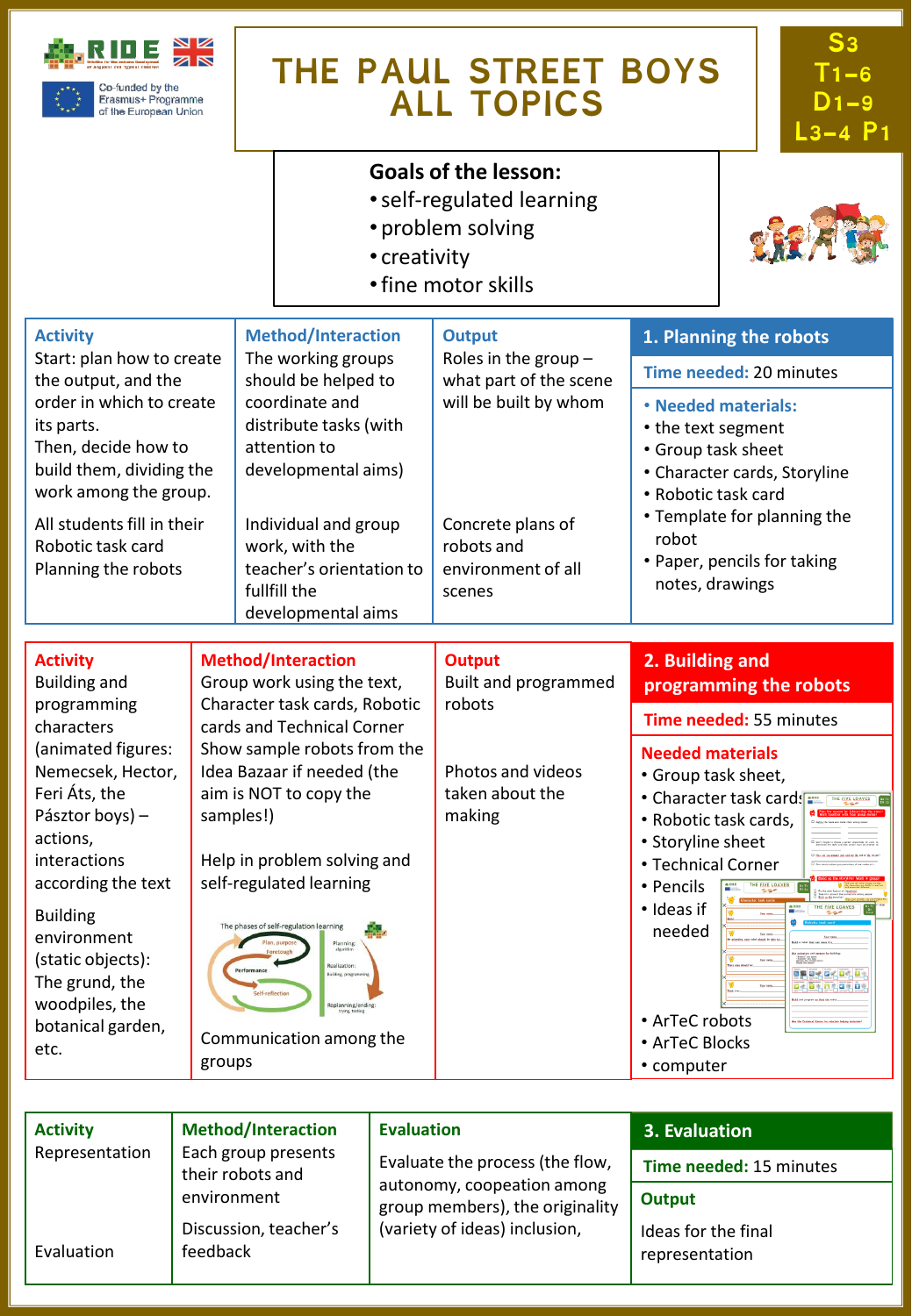# THE PAUL STREET BOYS ALL TOPICS

S3 T1–6 D1–9 L3–4 P1

Co-funded by the Erasmus+ Programme of the European Union

**Goals of the lesson:**
- self-regulated learning
- problem solving
- creativity
- fine motor skills

## 1. Planning the robots

**Time needed:** 20 minutes

**Needed materials:**
- the text segment
- Group task sheet
- Character cards, Storyline
- Robotic task card
- Template for planning the robot
- Paper, pencils for taking notes, drawings

| Activity | Method/Interaction | Output |
|---|---|---|
| Start: plan how to create the output, and the order in which to create its parts. Then, decide how to build them, dividing the work among the group. | The working groups should be helped to coordinate and distribute tasks (with attention to developmental aims) | Roles in the group – what part of the scene will be built by whom |
| All students fill in their Robotic task card Planning the robots | Individual and group work, with the teacher's orientation to fullfill the developmental aims | Concrete plans of robots and environment of all scenes |

## 2. Building and programming the robots

**Time needed:** 55 minutes

**Needed materials**
- Group task sheet,
- Character task cards,
- Robotic task cards,
- Storyline sheet
- Technical Corner
- Pencils
- Ideas if needed
- ArTeC robots
- ArTeC Blocks
- computer

| Activity | Method/Interaction | Output |
|---|---|---|
| Building and programming characters (animated figures: Nemecsek, Hector, Feri Áts, the Pásztor boys) – actions, interactions according the text | Group work using the text, Character task cards, Robotic cards and Technical Corner Show sample robots from the Idea Bazaar if needed (the aim is NOT to copy the samples!) | Built and programmed robots |
| Building environment (static objects): The grund, the woodpiles, the botanical garden, etc. | Help in problem solving and self-regulated learning<br><br>The phases of self-regulation learning: Plan, purpose, Foretough; Performance; Self-reflection; Planning: algorithm; Realization: Building, programming; Replanning/ending: trying, testing<br><br>Communication among the groups | Photos and videos taken about the making |

## 3. Evaluation

**Time needed:** 15 minutes

**Output**

Ideas for the final representation

| Activity | Method/Interaction | Evaluation |
|---|---|---|
| Representation | Each group presents their robots and environment | Evaluate the process (the flow, autonomy, cooperation among group members), the originality (variety of ideas) inclusion, |
| Evaluation | Discussion, teacher's feedback | |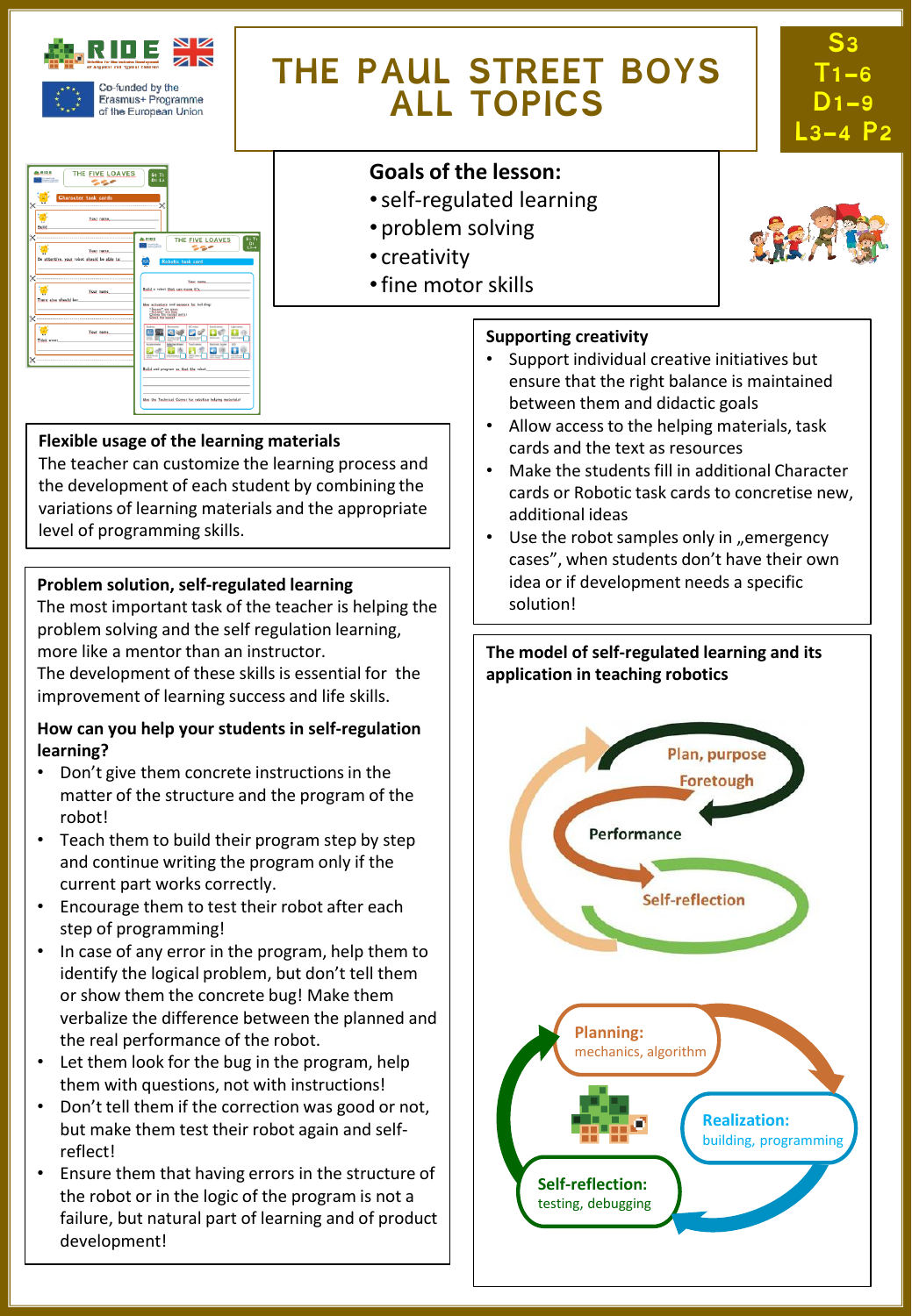# THE PAUL STREET BOYS ALL TOPICS

S3 T1–6 D1–9 L3–4 P2

Co-funded by the Erasmus+ Programme of the European Union

## Goals of the lesson:

- self-regulated learning
- problem solving
- creativity
- fine motor skills

### Flexible usage of the learning materials

The teacher can customize the learning process and the development of each student by combining the variations of learning materials and the appropriate level of programming skills.

### Problem solution, self-regulated learning

The most important task of the teacher is helping the problem solving and the self regulation learning, more like a mentor than an instructor.
The development of these skills is essential for the improvement of learning success and life skills.

### How can you help your students in self-regulation learning?

- Don't give them concrete instructions in the matter of the structure and the program of the robot!
- Teach them to build their program step by step and continue writing the program only if the current part works correctly.
- Encourage them to test their robot after each step of programming!
- In case of any error in the program, help them to identify the logical problem, but don't tell them or show them the concrete bug! Make them verbalize the difference between the planned and the real performance of the robot.
- Let them look for the bug in the program, help them with questions, not with instructions!
- Don't tell them if the correction was good or not, but make them test their robot again and self-reflect!
- Ensure them that having errors in the structure of the robot or in the logic of the program is not a failure, but natural part of learning and of product development!

### Supporting creativity

- Support individual creative initiatives but ensure that the right balance is maintained between them and didactic goals
- Allow access to the helping materials, task cards and the text as resources
- Make the students fill in additional Character cards or Robotic task cards to concretise new, additional ideas
- Use the robot samples only in „emergency cases", when students don't have their own idea or if development needs a specific solution!

### The model of self-regulated learning and its application in teaching robotics

Plan, purpose
Foretough
Performance
Self-reflection

**Planning:** mechanics, algorithm

**Realization:** building, programming

**Self-reflection:** testing, debugging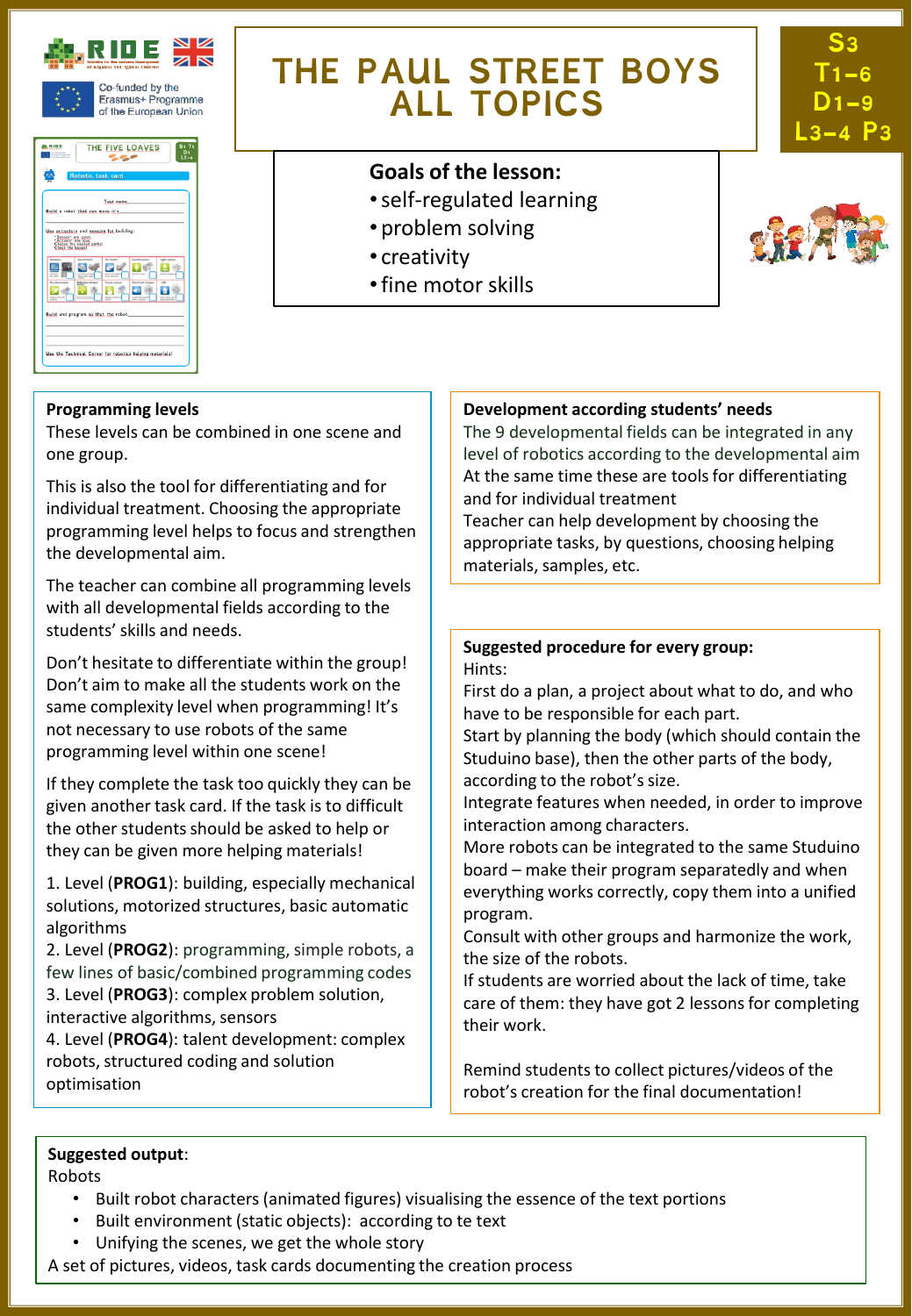Co-funded by the Erasmus+ Programme of the European Union

# THE PAUL STREET BOYS ALL TOPICS

S3 T1–6 D1–9 L3–4 P3

**Goals of the lesson:**

- self-regulated learning
- problem solving
- creativity
- fine motor skills

**Programming levels**

These levels can be combined in one scene and one group.

This is also the tool for differentiating and for individual treatment. Choosing the appropriate programming level helps to focus and strengthen the developmental aim.

The teacher can combine all programming levels with all developmental fields according to the students' skills and needs.

Don't hesitate to differentiate within the group! Don't aim to make all the students work on the same complexity level when programming! It's not necessary to use robots of the same programming level within one scene!

If they complete the task too quickly they can be given another task card. If the task is to difficult the other students should be asked to help or they can be given more helping materials!

1. Level (**PROG1**): building, especially mechanical solutions, motorized structures, basic automatic algorithms
2. Level (**PROG2**): programming, simple robots, a few lines of basic/combined programming codes
3. Level (**PROG3**): complex problem solution, interactive algorithms, sensors
4. Level (**PROG4**): talent development: complex robots, structured coding and solution optimisation

**Development according students' needs**

The 9 developmental fields can be integrated in any level of robotics according to the developmental aim

At the same time these are tools for differentiating and for individual treatment

Teacher can help development by choosing the appropriate tasks, by questions, choosing helping materials, samples, etc.

**Suggested procedure for every group:**

Hints:

First do a plan, a project about what to do, and who have to be responsible for each part.

Start by planning the body (which should contain the Studuino base), then the other parts of the body, according to the robot's size.

Integrate features when needed, in order to improve interaction among characters.

More robots can be integrated to the same Studuino board – make their program separatedly and when everything works correctly, copy them into a unified program.

Consult with other groups and harmonize the work, the size of the robots.

If students are worried about the lack of time, take care of them: they have got 2 lessons for completing their work.

Remind students to collect pictures/videos of the robot's creation for the final documentation!

**Suggested output**:

Robots

- Built robot characters (animated figures) visualising the essence of the text portions
- Built environment (static objects): according to te text
- Unifying the scenes, we get the whole story

A set of pictures, videos, task cards documenting the creation process